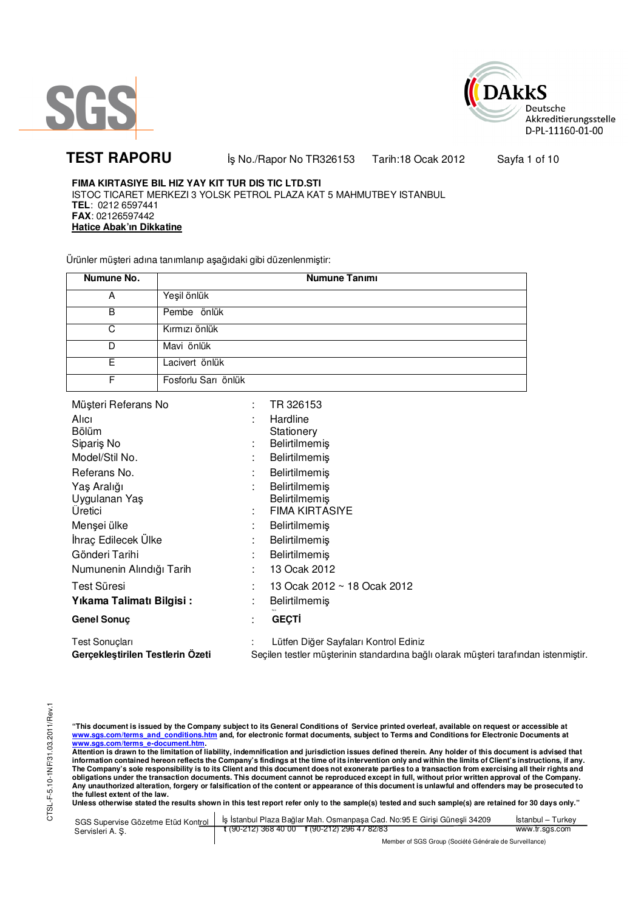SGS

DAkkS
Deutsche Akkreditierungsstelle
D-PL-11160-01-00

# TEST RAPORU

İş No./Rapor No TR326153 Tarih:18 Ocak 2012

**FIMA KIRTASIYE BIL HIZ YAY KIT TUR DIS TIC LTD.STI**
ISTOC TICARET MERKEZI 3 YOLSK PETROL PLAZA KAT 5 MAHMUTBEY ISTANBUL
**TEL**: 0212 6597441
**FAX**: 02126597442
**Hatice Abak'ın Dikkatine**

Ürünler müşteri adına tanımlanıp aşağıdaki gibi düzenlenmiştir:

| Numune No. | Numune Tanımı |
|---|---|
| A | Yeşil önlük |
| B | Pembe önlük |
| C | Kırmızı önlük |
| D | Mavi önlük |
| E | Lacivert önlük |
| F | Fosforlu Sarı önlük |

| | | |
|---|---|---|
| Müşteri Referans No | : | TR 326153 |
| Alıcı | : | Hardline |
| Bölüm | | Stationery |
| Sipariş No | : | Belirtilmemiş |
| Model/Stil No. | : | Belirtilmemiş |
| Referans No. | : | Belirtilmemiş |
| Yaş Aralığı | : | Belirtilmemiş |
| Uygulanan Yaş | | Belirtilmemiş |
| Üretici | : | FIMA KIRTASIYE |
| Menşei ülke | : | Belirtilmemiş |
| İhraç Edilecek Ülke | : | Belirtilmemiş |
| Gönderi Tarihi | : | Belirtilmemiş |
| Numunenin Alındığı Tarih | : | 13 Ocak 2012 |
| Test Süresi | : | 13 Ocak 2012 ~ 18 Ocak 2012 |
| **Yıkama Talimatı Bilgisi :** | : | Belirtilmemiş |
| **Genel Sonuç** | : | **GEÇTİ** |
| Test Sonuçları | : | Lütfen Diğer Sayfaları Kontrol Ediniz |
| **Gerçekleştirilen Testlerin Özeti** | | Seçilen testler müşterinin standardına bağlı olarak müşteri tarafından istenmiştir. |

CTSL-F-5.10-1NF/31.03.2011/Rev.1

**"This document is issued by the Company subject to its General Conditions of Service printed overleaf, available on request or accessible at www.sgs.com/terms_and_conditions.htm and, for electronic format documents, subject to Terms and Conditions for Electronic Documents at www.sgs.com/terms_e-document.htm.**
**Attention is drawn to the limitation of liability, indemnification and jurisdiction issues defined therein. Any holder of this document is advised that information contained hereon reflects the Company's findings at the time of its intervention only and within the limits of Client's instructions, if any. The Company's sole responsibility is to its Client and this document does not exonerate parties to a transaction from exercising all their rights and obligations under the transaction documents. This document cannot be reproduced except in full, without prior written approval of the Company. Any unauthorized alteration, forgery or falsification of the content or appearance of this document is unlawful and offenders may be prosecuted to the fullest extent of the law.**
**Unless otherwise stated the results shown in this test report refer only to the sample(s) tested and such sample(s) are retained for 30 days only."**

SGS Supervise Gözetme Etüd Kontrol Servisleri A. Ş. | İş İstanbul Plaza Bağlar Mah. Osmanpaşa Cad. No:95 E Girişi Güneşli 34209 t (90-212) 368 40 00 f (90-212) 296 47 82/83 | İstanbul – Turkey www.tr.sgs.com

Member of SGS Group (Société Générale de Surveillance)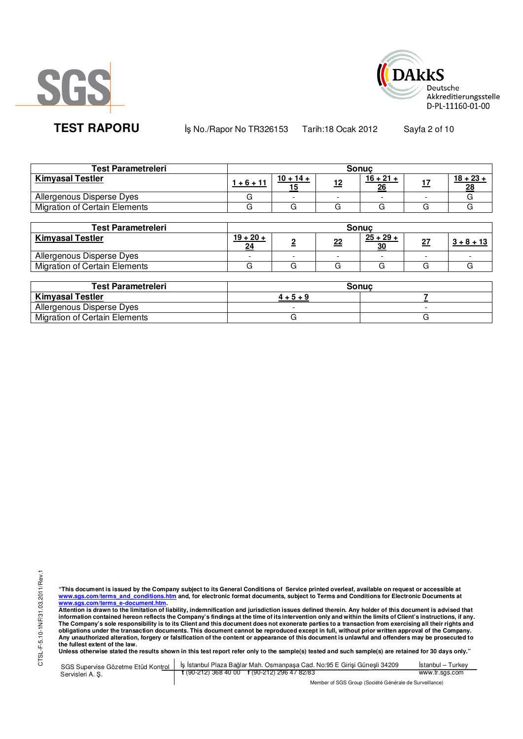| Test Parametreleri | Sonuç | | | | | |
|---|---|---|---|---|---|---|
| **Kimyasal Testler** | **1 + 6 + 11** | **10 + 14 + 15** | **12** | **16 + 21 + 26** | **17** | **18 + 23 + 28** |
| Allergenous Disperse Dyes | G | - | - | - | - | G |
| Migration of Certain Elements | G | G | G | G | G | G |

| Test Parametreleri | Sonuç | | | | | |
|---|---|---|---|---|---|---|
| **Kimyasal Testler** | **19 + 20 + 24** | **2** | **22** | **25 + 29 + 30** | **27** | **3 + 8 + 13** |
| Allergenous Disperse Dyes | - | - | - | - | - | - |
| Migration of Certain Elements | G | G | G | G | G | G |

| Test Parametreleri | Sonuç | |
|---|---|---|
| **Kimyasal Testler** | **4 + 5 + 9** | **7** |
| Allergenous Disperse Dyes | - | - |
| Migration of Certain Elements | G | G |

CTSL-F-5.10-1NF/31.03.2011/Rev.1

**"This document is issued by the Company subject to its General Conditions of Service printed overleaf, available on request or accessible at www.sgs.com/terms_and_conditions.htm and, for electronic format documents, subject to Terms and Conditions for Electronic Documents at www.sgs.com/terms_e-document.htm.**
**Attention is drawn to the limitation of liability, indemnification and jurisdiction issues defined therein. Any holder of this document is advised that information contained hereon reflects the Company's findings at the time of its intervention only and within the limits of Client's instructions, if any. The Company's sole responsibility is to its Client and this document does not exonerate parties to a transaction from exercising all their rights and obligations under the transaction documents. This document cannot be reproduced except in full, without prior written approval of the Company. Any unauthorized alteration, forgery or falsification of the content or appearance of this document is unlawful and offenders may be prosecuted to the fullest extent of the law.**
**Unless otherwise stated the results shown in this test report refer only to the sample(s) tested and such sample(s) are retained for 30 days only."**

SGS Supervise Gözetme Etüd Kontrol Servisleri A. Ş. | İş İstanbul Plaza Bağlar Mah. Osmanpaşa Cad. No:95 E Girişi Güneşli 34209 İstanbul – Turkey | t (90-212) 368 40 00 f (90-212) 296 47 82/83 | www.tr.sgs.com

Member of SGS Group (Société Générale de Surveillance)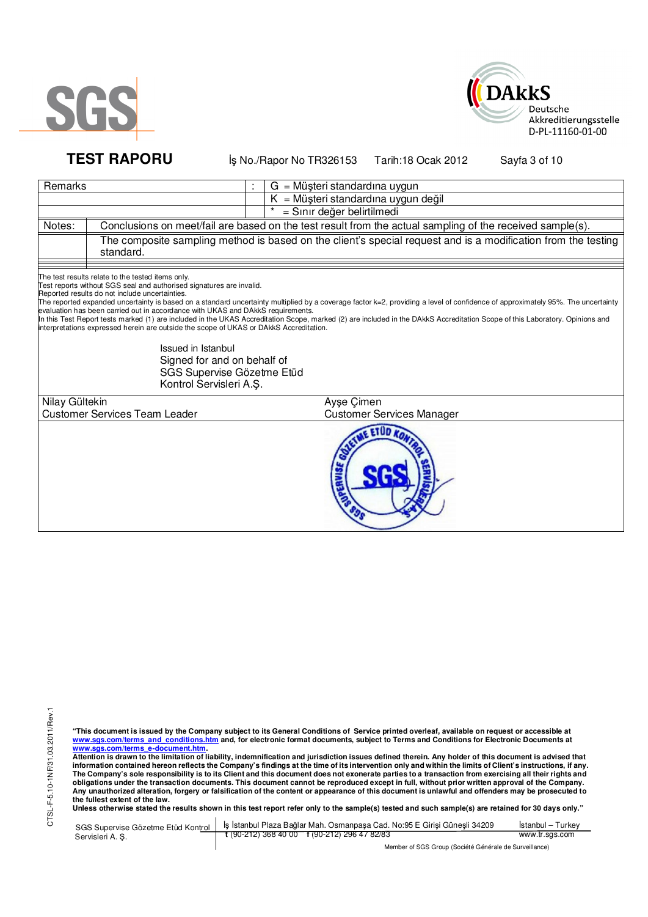| Remarks | : | G = Müşteri standardına uygun |
|---|---|---|
| | | K = Müşteri standardına uygun değil |
| | | * = Sınır değer belirtilmedi |

| Notes: | Conclusions on meet/fail are based on the test result from the actual sampling of the received sample(s). |
|---|---|
| | The composite sampling method is based on the client's special request and is a modification from the testing standard. |

The test results relate to the tested items only.
Test reports without SGS seal and authorised signatures are invalid.
Reported results do not include uncertainties.
The reported expanded uncertainty is based on a standard uncertainty multiplied by a coverage factor k=2, providing a level of confidence of approximately 95%. The uncertainty evaluation has been carried out in accordance with UKAS and DAkkS requirements.
In this Test Report tests marked (1) are included in the UKAS Accreditation Scope, marked (2) are included in the DAkkS Accreditation Scope of this Laboratory. Opinions and interpretations expressed herein are outside the scope of UKAS or DAkkS Accreditation.

Issued in Istanbul
Signed for and on behalf of
SGS Supervise Gözetme Etüd
Kontrol Servisleri A.Ş.

| Nilay Gültekin | Ayşe Çimen |
|---|---|
| Customer Services Team Leader | Customer Services Manager |

**"This document is issued by the Company subject to its General Conditions of Service printed overleaf, available on request or accessible at www.sgs.com/terms_and_conditions.htm and, for electronic format documents, subject to Terms and Conditions for Electronic Documents at www.sgs.com/terms_e-document.htm.**
**Attention is drawn to the limitation of liability, indemnification and jurisdiction issues defined therein. Any holder of this document is advised that information contained hereon reflects the Company's findings at the time of its intervention only and within the limits of Client's instructions, if any. The Company's sole responsibility is to its Client and this document does not exonerate parties to a transaction from exercising all their rights and obligations under the transaction documents. This document cannot be reproduced except in full, without prior written approval of the Company. Any unauthorized alteration, forgery or falsification of the content or appearance of this document is unlawful and offenders may be prosecuted to the fullest extent of the law.**
**Unless otherwise stated the results shown in this test report refer only to the sample(s) tested and such sample(s) are retained for 30 days only."**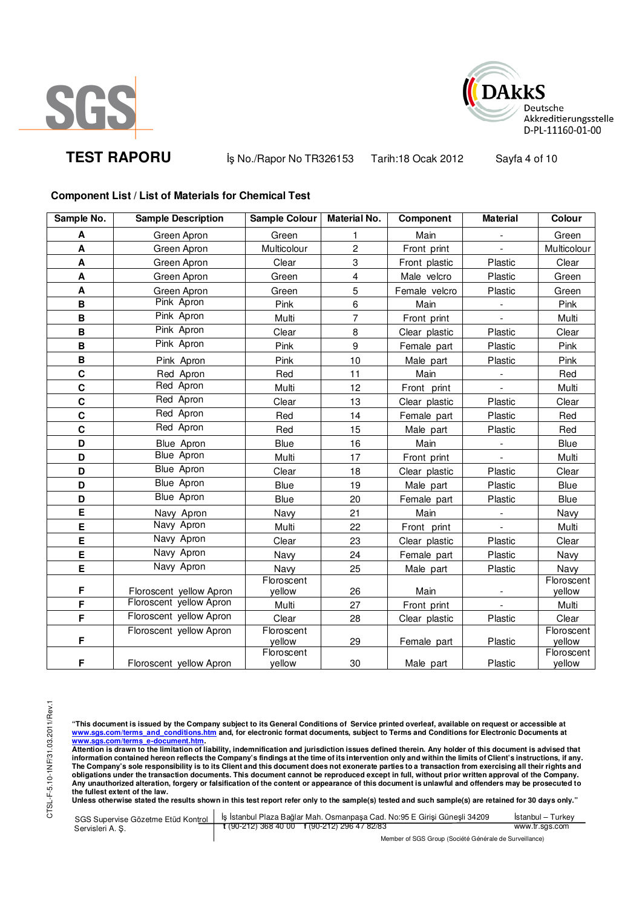## Component List / List of Materials for Chemical Test

| Sample No. | Sample Description | Sample Colour | Material No. | Component | Material | Colour |
|---|---|---|---|---|---|---|
| A | Green Apron | Green | 1 | Main | - | Green |
| A | Green Apron | Multicolour | 2 | Front print | - | Multicolour |
| A | Green Apron | Clear | 3 | Front plastic | Plastic | Clear |
| A | Green Apron | Green | 4 | Male velcro | Plastic | Green |
| A | Green Apron | Green | 5 | Female velcro | Plastic | Green |
| B | Pink Apron | Pink | 6 | Main | - | Pink |
| B | Pink Apron | Multi | 7 | Front print | - | Multi |
| B | Pink Apron | Clear | 8 | Clear plastic | Plastic | Clear |
| B | Pink Apron | Pink | 9 | Female part | Plastic | Pink |
| B | Pink Apron | Pink | 10 | Male part | Plastic | Pink |
| C | Red Apron | Red | 11 | Main | - | Red |
| C | Red Apron | Multi | 12 | Front print | - | Multi |
| C | Red Apron | Clear | 13 | Clear plastic | Plastic | Clear |
| C | Red Apron | Red | 14 | Female part | Plastic | Red |
| C | Red Apron | Red | 15 | Male part | Plastic | Red |
| D | Blue Apron | Blue | 16 | Main | - | Blue |
| D | Blue Apron | Multi | 17 | Front print | - | Multi |
| D | Blue Apron | Clear | 18 | Clear plastic | Plastic | Clear |
| D | Blue Apron | Blue | 19 | Male part | Plastic | Blue |
| D | Blue Apron | Blue | 20 | Female part | Plastic | Blue |
| E | Navy Apron | Navy | 21 | Main | - | Navy |
| E | Navy Apron | Multi | 22 | Front print | - | Multi |
| E | Navy Apron | Clear | 23 | Clear plastic | Plastic | Clear |
| E | Navy Apron | Navy | 24 | Female part | Plastic | Navy |
| E | Navy Apron | Navy | 25 | Male part | Plastic | Navy |
| F | Floroscent yellow Apron | Floroscent yellow | 26 | Main | - | Floroscent yellow |
| F | Floroscent yellow Apron | Multi | 27 | Front print | - | Multi |
| F | Floroscent yellow Apron | Clear | 28 | Clear plastic | Plastic | Clear |
| F | Floroscent yellow Apron | Floroscent yellow | 29 | Female part | Plastic | Floroscent yellow |
| F | Floroscent yellow Apron | Floroscent yellow | 30 | Male part | Plastic | Floroscent yellow |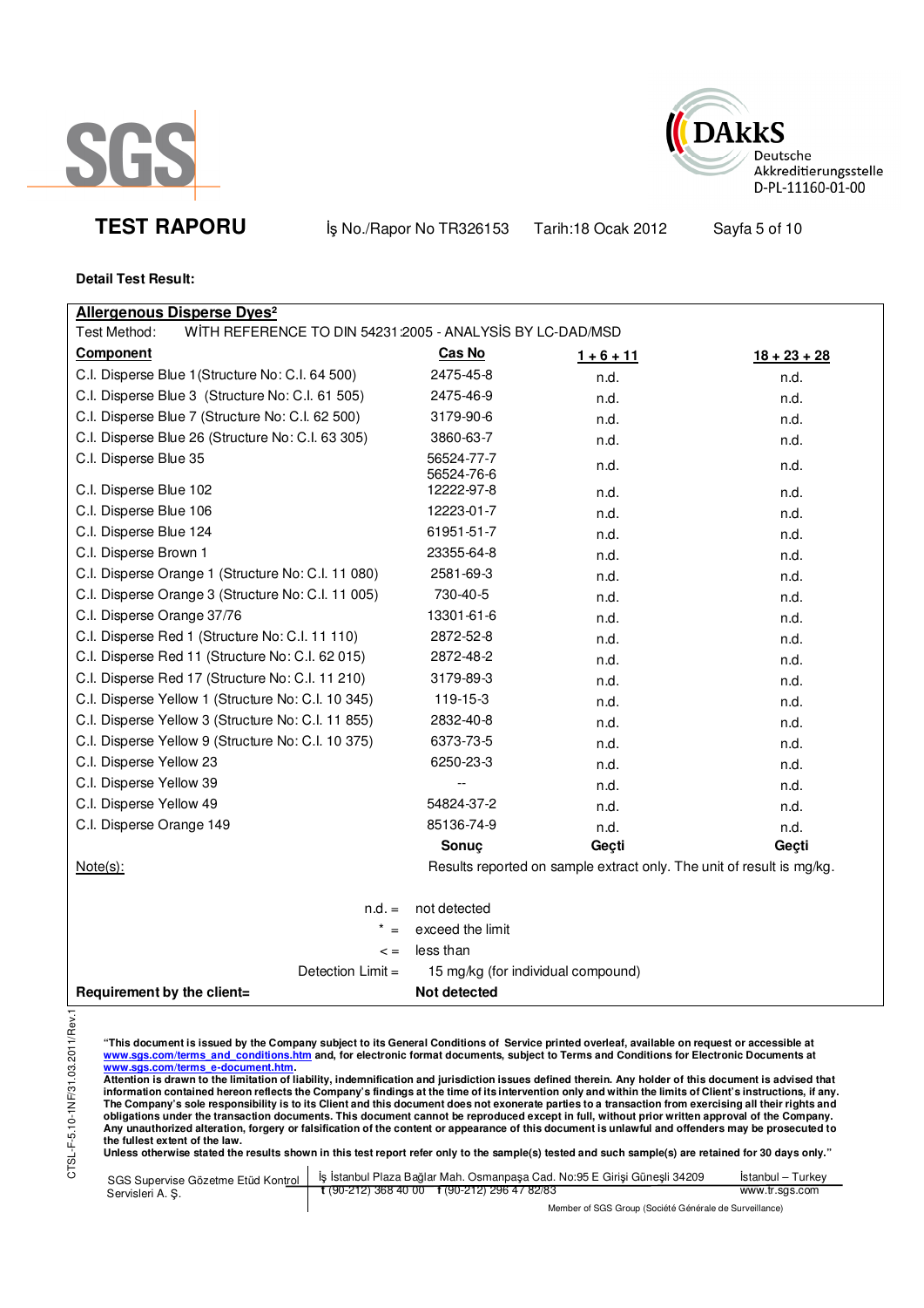# TEST RAPORU

İş No./Rapor No TR326153 Tarih:18 Ocak 2012

**Detail Test Result:**

**Allergenous Disperse Dyes²**

Test Method: WİTH REFERENCE TO DIN 54231:2005 - ANALYSİS BY LC-DAD/MSD

| Component | Cas No | 1 + 6 + 11 | 18 + 23 + 28 |
|---|---|---|---|
| C.I. Disperse Blue 1(Structure No: C.I. 64 500) | 2475-45-8 | n.d. | n.d. |
| C.I. Disperse Blue 3 (Structure No: C.I. 61 505) | 2475-46-9 | n.d. | n.d. |
| C.I. Disperse Blue 7 (Structure No: C.I. 62 500) | 3179-90-6 | n.d. | n.d. |
| C.I. Disperse Blue 26 (Structure No: C.I. 63 305) | 3860-63-7 | n.d. | n.d. |
| C.I. Disperse Blue 35 | 56524-77-7 56524-76-6 | n.d. | n.d. |
| C.I. Disperse Blue 102 | 12222-97-8 | n.d. | n.d. |
| C.I. Disperse Blue 106 | 12223-01-7 | n.d. | n.d. |
| C.I. Disperse Blue 124 | 61951-51-7 | n.d. | n.d. |
| C.I. Disperse Brown 1 | 23355-64-8 | n.d. | n.d. |
| C.I. Disperse Orange 1 (Structure No: C.I. 11 080) | 2581-69-3 | n.d. | n.d. |
| C.I. Disperse Orange 3 (Structure No: C.I. 11 005) | 730-40-5 | n.d. | n.d. |
| C.I. Disperse Orange 37/76 | 13301-61-6 | n.d. | n.d. |
| C.I. Disperse Red 1 (Structure No: C.I. 11 110) | 2872-52-8 | n.d. | n.d. |
| C.I. Disperse Red 11 (Structure No: C.I. 62 015) | 2872-48-2 | n.d. | n.d. |
| C.I. Disperse Red 17 (Structure No: C.I. 11 210) | 3179-89-3 | n.d. | n.d. |
| C.I. Disperse Yellow 1 (Structure No: C.I. 10 345) | 119-15-3 | n.d. | n.d. |
| C.I. Disperse Yellow 3 (Structure No: C.I. 11 855) | 2832-40-8 | n.d. | n.d. |
| C.I. Disperse Yellow 9 (Structure No: C.I. 10 375) | 6373-73-5 | n.d. | n.d. |
| C.I. Disperse Yellow 23 | 6250-23-3 | n.d. | n.d. |
| C.I. Disperse Yellow 39 | -- | n.d. | n.d. |
| C.I. Disperse Yellow 49 | 54824-37-2 | n.d. | n.d. |
| C.I. Disperse Orange 149 | 85136-74-9 | n.d. | n.d. |
| | **Sonuç** | **Geçti** | **Geçti** |

Note(s): Results reported on sample extract only. The unit of result is mg/kg.

n.d. = not detected

\* = exceed the limit

< = less than

Detection Limit = 15 mg/kg (for individual compound)

**Requirement by the client= Not detected**

**"This document is issued by the Company subject to its General Conditions of Service printed overleaf, available on request or accessible at www.sgs.com/terms_and_conditions.htm and, for electronic format documents, subject to Terms and Conditions for Electronic Documents at www.sgs.com/terms_e-document.htm.**
**Attention is drawn to the limitation of liability, indemnification and jurisdiction issues defined therein. Any holder of this document is advised that information contained hereon reflects the Company's findings at the time of its intervention only and within the limits of Client's instructions, if any. The Company's sole responsibility is to its Client and this document does not exonerate parties to a transaction from exercising all their rights and obligations under the transaction documents. This document cannot be reproduced except in full, without prior written approval of the Company. Any unauthorized alteration, forgery or falsification of the content or appearance of this document is unlawful and offenders may be prosecuted to the fullest extent of the law.**
**Unless otherwise stated the results shown in this test report refer only to the sample(s) tested and such sample(s) are retained for 30 days only."**

SGS Supervise Gözetme Etüd Kontrol Servisleri A. Ş. | İş İstanbul Plaza Bağlar Mah. Osmanpaşa Cad. No:95 E Girişi Güneşli 34209 t (90-212) 368 40 00 f (90-212) 296 47 82/83 | İstanbul – Turkey www.tr.sgs.com

Member of SGS Group (Société Générale de Surveillance)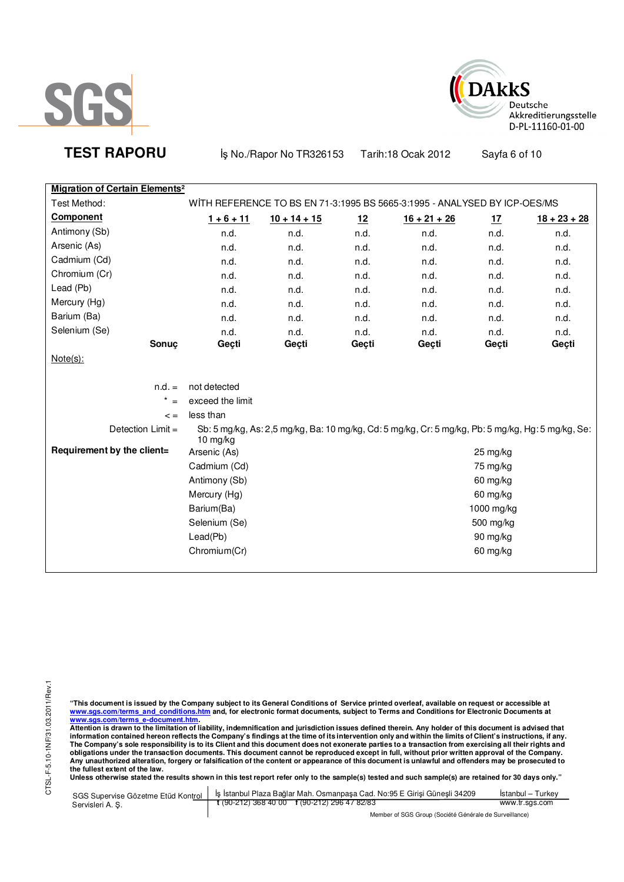SGS

DAkkS Deutsche Akkreditierungsstelle D-PL-11160-01-00

**TEST RAPORU** İş No./Rapor No TR326153 Tarih:18 Ocak 2012

**Migration of Certain Elements[2]**

Test Method: WİTH REFERENCE TO BS EN 71-3:1995 BS 5665-3:1995 - ANALYSED BY ICP-OES/MS

| Component | 1 + 6 + 11 | 10 + 14 + 15 | 12 | 16 + 21 + 26 | 17 | 18 + 23 + 28 |
|---|---|---|---|---|---|---|
| Antimony (Sb) | n.d. | n.d. | n.d. | n.d. | n.d. | n.d. |
| Arsenic (As) | n.d. | n.d. | n.d. | n.d. | n.d. | n.d. |
| Cadmium (Cd) | n.d. | n.d. | n.d. | n.d. | n.d. | n.d. |
| Chromium (Cr) | n.d. | n.d. | n.d. | n.d. | n.d. | n.d. |
| Lead (Pb) | n.d. | n.d. | n.d. | n.d. | n.d. | n.d. |
| Mercury (Hg) | n.d. | n.d. | n.d. | n.d. | n.d. | n.d. |
| Barium (Ba) | n.d. | n.d. | n.d. | n.d. | n.d. | n.d. |
| Selenium (Se) | n.d. | n.d. | n.d. | n.d. | n.d. | n.d. |
| **Sonuç** | **Geçti** | **Geçti** | **Geçti** | **Geçti** | **Geçti** | **Geçti** |

Note(s):

n.d. = not detected

* = exceed the limit

< = less than

Detection Limit = Sb: 5 mg/kg, As: 2,5 mg/kg, Ba: 10 mg/kg, Cd: 5 mg/kg, Cr: 5 mg/kg, Pb: 5 mg/kg, Hg: 5 mg/kg, Se: 10 mg/kg

**Requirement by the client=**

| Element | Limit |
|---|---|
| Arsenic (As) | 25 mg/kg |
| Cadmium (Cd) | 75 mg/kg |
| Antimony (Sb) | 60 mg/kg |
| Mercury (Hg) | 60 mg/kg |
| Barium(Ba) | 1000 mg/kg |
| Selenium (Se) | 500 mg/kg |
| Lead(Pb) | 90 mg/kg |
| Chromium(Cr) | 60 mg/kg |

CTSL-F-5.10-1NF/31.03.2011/Rev.1

**"This document is issued by the Company subject to its General Conditions of Service printed overleaf, available on request or accessible at www.sgs.com/terms_and_conditions.htm and, for electronic format documents, subject to Terms and Conditions for Electronic Documents at www.sgs.com/terms_e-document.htm.**
**Attention is drawn to the limitation of liability, indemnification and jurisdiction issues defined therein. Any holder of this document is advised that information contained hereon reflects the Company's findings at the time of its intervention only and within the limits of Client's instructions, if any. The Company's sole responsibility is to its Client and this document does not exonerate parties to a transaction from exercising all their rights and obligations under the transaction documents. This document cannot be reproduced except in full, without prior written approval of the Company. Any unauthorized alteration, forgery or falsification of the content or appearance of this document is unlawful and offenders may be prosecuted to the fullest extent of the law.**
**Unless otherwise stated the results shown in this test report refer only to the sample(s) tested and such sample(s) are retained for 30 days only."**

SGS Supervise Gözetme Etüd Kontrol Servisleri A. Ş. | İş İstanbul Plaza Bağlar Mah. Osmanpaşa Cad. No:95 E Girişi Güneşli 34209 t (90-212) 368 40 00 f (90-212) 296 47 82/83 | İstanbul – Turkey www.tr.sgs.com

Member of SGS Group (Société Générale de Surveillance)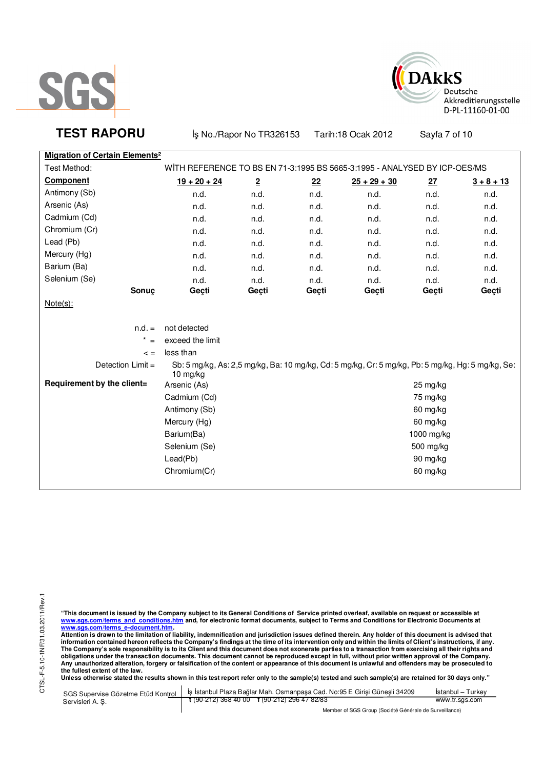**SGS**

**DAkkS** Deutsche Akkreditierungsstelle D-PL-11160-01-00

## TEST RAPORU

İş No./Rapor No TR326153 Tarih:18 Ocak 2012

**Migration of Certain Elements**[2]

Test Method: WİTH REFERENCE TO BS EN 71-3:1995 BS 5665-3:1995 - ANALYSED BY ICP-OES/MS

| **Component** | **19 + 20 + 24** | **2** | **22** | **25 + 29 + 30** | **27** | **3 + 8 + 13** |
|---|---|---|---|---|---|---|
| Antimony (Sb) | n.d. | n.d. | n.d. | n.d. | n.d. | n.d. |
| Arsenic (As) | n.d. | n.d. | n.d. | n.d. | n.d. | n.d. |
| Cadmium (Cd) | n.d. | n.d. | n.d. | n.d. | n.d. | n.d. |
| Chromium (Cr) | n.d. | n.d. | n.d. | n.d. | n.d. | n.d. |
| Lead (Pb) | n.d. | n.d. | n.d. | n.d. | n.d. | n.d. |
| Mercury (Hg) | n.d. | n.d. | n.d. | n.d. | n.d. | n.d. |
| Barium (Ba) | n.d. | n.d. | n.d. | n.d. | n.d. | n.d. |
| Selenium (Se) | n.d. | n.d. | n.d. | n.d. | n.d. | n.d. |
| **Sonuç** | **Geçti** | **Geçti** | **Geçti** | **Geçti** | **Geçti** | **Geçti** |

Note(s):

n.d. = not detected

* = exceed the limit

< = less than

Detection Limit = Sb: 5 mg/kg, As: 2,5 mg/kg, Ba: 10 mg/kg, Cd: 5 mg/kg, Cr: 5 mg/kg, Pb: 5 mg/kg, Hg: 5 mg/kg, Se: 10 mg/kg

**Requirement by the client=**

| | |
|---|---|
| Arsenic (As) | 25 mg/kg |
| Cadmium (Cd) | 75 mg/kg |
| Antimony (Sb) | 60 mg/kg |
| Mercury (Hg) | 60 mg/kg |
| Barium(Ba) | 1000 mg/kg |
| Selenium (Se) | 500 mg/kg |
| Lead(Pb) | 90 mg/kg |
| Chromium(Cr) | 60 mg/kg |

CTSL-F-5.10-1NF/31.03.2011/Rev.1

**"This document is issued by the Company subject to its General Conditions of Service printed overleaf, available on request or accessible at www.sgs.com/terms_and_conditions.htm and, for electronic format documents, subject to Terms and Conditions for Electronic Documents at www.sgs.com/terms_e-document.htm.**
**Attention is drawn to the limitation of liability, indemnification and jurisdiction issues defined therein. Any holder of this document is advised that information contained hereon reflects the Company's findings at the time of its intervention only and within the limits of Client's instructions, if any. The Company's sole responsibility is to its Client and this document does not exonerate parties to a transaction from exercising all their rights and obligations under the transaction documents. This document cannot be reproduced except in full, without prior written approval of the Company. Any unauthorized alteration, forgery or falsification of the content or appearance of this document is unlawful and offenders may be prosecuted to the fullest extent of the law.**
**Unless otherwise stated the results shown in this test report refer only to the sample(s) tested and such sample(s) are retained for 30 days only."**

SGS Supervise Gözetme Etüd Kontrol Servisleri A. Ş. | İş İstanbul Plaza Bağlar Mah. Osmanpaşa Cad. No:95 E Girişi Güneşli 34209 t (90-212) 368 40 00 f (90-212) 296 47 82/83 | İstanbul – Turkey www.tr.sgs.com

Member of SGS Group (Société Générale de Surveillance)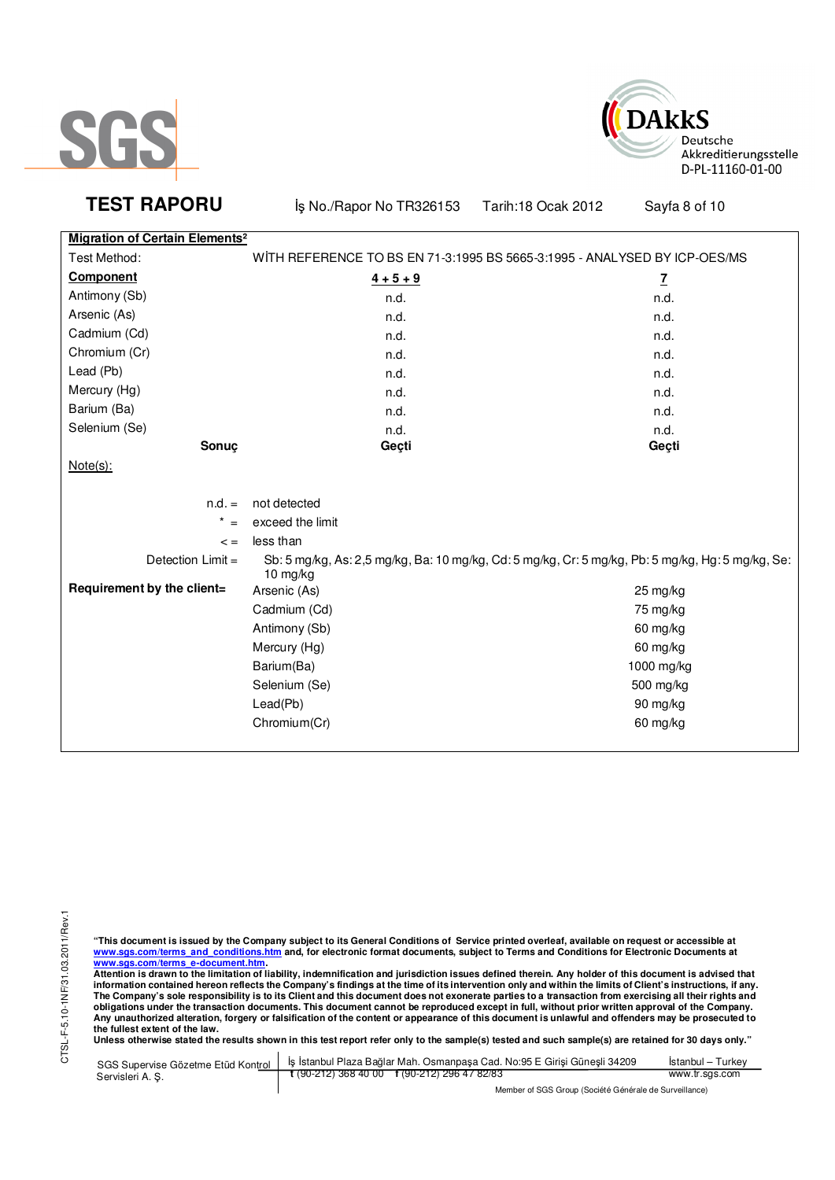**TEST RAPORU** İş No./Rapor No TR326153 Tarih:18 Ocak 2012

**Migration of Certain Elements[2]**

Test Method: WİTH REFERENCE TO BS EN 71-3:1995 BS 5665-3:1995 - ANALYSED BY ICP-OES/MS

| **Component** | **4 + 5 + 9** | **7** |
|---|---|---|
| Antimony (Sb) | n.d. | n.d. |
| Arsenic (As) | n.d. | n.d. |
| Cadmium (Cd) | n.d. | n.d. |
| Chromium (Cr) | n.d. | n.d. |
| Lead (Pb) | n.d. | n.d. |
| Mercury (Hg) | n.d. | n.d. |
| Barium (Ba) | n.d. | n.d. |
| Selenium (Se) | n.d. | n.d. |
| **Sonuç** | **Geçti** | **Geçti** |

Note(s):

n.d. = not detected

* = exceed the limit

< = less than

Detection Limit = Sb: 5 mg/kg, As: 2,5 mg/kg, Ba: 10 mg/kg, Cd: 5 mg/kg, Cr: 5 mg/kg, Pb: 5 mg/kg, Hg: 5 mg/kg, Se: 10 mg/kg

**Requirement by the client=**

| | |
|---|---|
| Arsenic (As) | 25 mg/kg |
| Cadmium (Cd) | 75 mg/kg |
| Antimony (Sb) | 60 mg/kg |
| Mercury (Hg) | 60 mg/kg |
| Barium(Ba) | 1000 mg/kg |
| Selenium (Se) | 500 mg/kg |
| Lead(Pb) | 90 mg/kg |
| Chromium(Cr) | 60 mg/kg |

CTSL-F-5.10-1NF/31.03.2011/Rev.1

**"This document is issued by the Company subject to its General Conditions of Service printed overleaf, available on request or accessible at www.sgs.com/terms_and_conditions.htm and, for electronic format documents, subject to Terms and Conditions for Electronic Documents at www.sgs.com/terms_e-document.htm.**
**Attention is drawn to the limitation of liability, indemnification and jurisdiction issues defined therein. Any holder of this document is advised that information contained hereon reflects the Company's findings at the time of its intervention only and within the limits of Client's instructions, if any. The Company's sole responsibility is to its Client and this document does not exonerate parties to a transaction from exercising all their rights and obligations under the transaction documents. This document cannot be reproduced except in full, without prior written approval of the Company. Any unauthorized alteration, forgery or falsification of the content or appearance of this document is unlawful and offenders may be prosecuted to the fullest extent of the law.**
**Unless otherwise stated the results shown in this test report refer only to the sample(s) tested and such sample(s) are retained for 30 days only."**

SGS Supervise Gözetme Etüd Kontrol Servisleri A. Ş. | İş İstanbul Plaza Bağlar Mah. Osmanpaşa Cad. No:95 E Girişi Güneşli 34209 t (90-212) 368 40 00 f (90-212) 296 47 82/83 | İstanbul – Turkey www.tr.sgs.com

Member of SGS Group (Société Générale de Surveillance)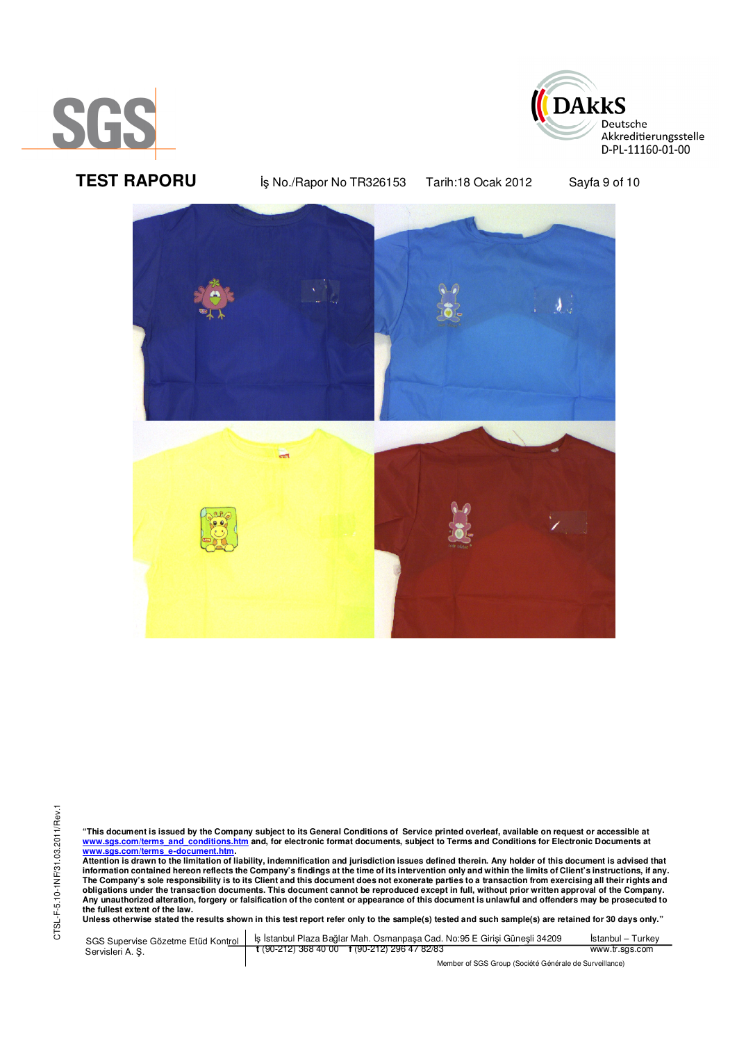**TEST RAPORU** İş No./Rapor No TR326153 Tarih:18 Ocak 2012

"This document is issued by the Company subject to its General Conditions of Service printed overleaf, available on request or accessible at www.sgs.com/terms_and_conditions.htm and, for electronic format documents, subject to Terms and Conditions for Electronic Documents at www.sgs.com/terms_e-document.htm.
Attention is drawn to the limitation of liability, indemnification and jurisdiction issues defined therein. Any holder of this document is advised that information contained hereon reflects the Company's findings at the time of its intervention only and within the limits of Client's instructions, if any. The Company's sole responsibility is to its Client and this document does not exonerate parties to a transaction from exercising all their rights and obligations under the transaction documents. This document cannot be reproduced except in full, without prior written approval of the Company. Any unauthorized alteration, forgery or falsification of the content or appearance of this document is unlawful and offenders may be prosecuted to the fullest extent of the law.
Unless otherwise stated the results shown in this test report refer only to the sample(s) tested and such sample(s) are retained for 30 days only."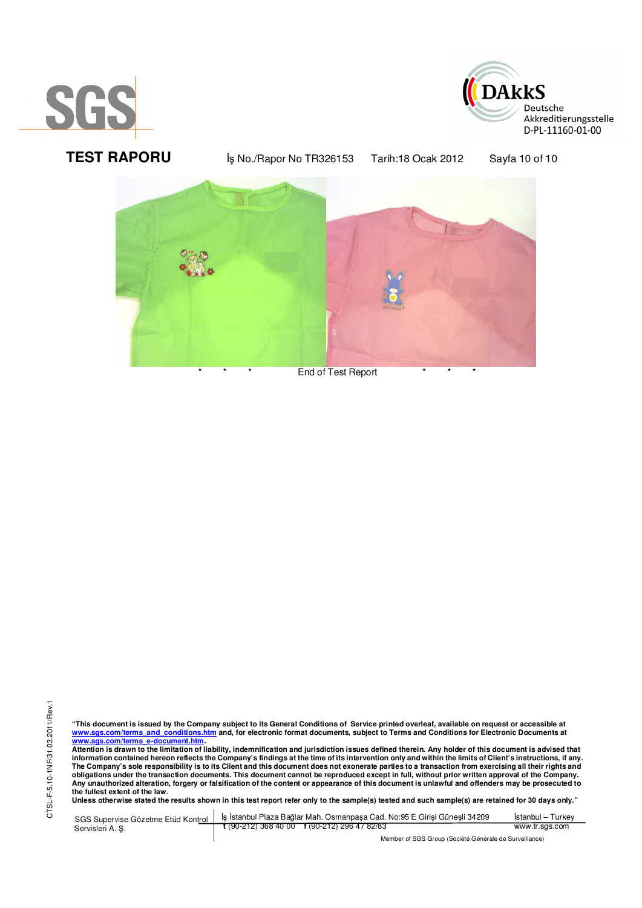\*   \*   \*   End of Test Report   \*   \*   \*

"This document is issued by the Company subject to its General Conditions of Service printed overleaf, available on request or accessible at www.sgs.com/terms_and_conditions.htm and, for electronic format documents, subject to Terms and Conditions for Electronic Documents at www.sgs.com/terms_e-document.htm.
Attention is drawn to the limitation of liability, indemnification and jurisdiction issues defined therein. Any holder of this document is advised that information contained hereon reflects the Company's findings at the time of its intervention only and within the limits of Client's instructions, if any. The Company's sole responsibility is to its Client and this document does not exonerate parties to a transaction from exercising all their rights and obligations under the transaction documents. This document cannot be reproduced except in full, without prior written approval of the Company. Any unauthorized alteration, forgery or falsification of the content or appearance of this document is unlawful and offenders may be prosecuted to the fullest extent of the law.
Unless otherwise stated the results shown in this test report refer only to the sample(s) tested and such sample(s) are retained for 30 days only."

SGS Supervise Gözetme Etüd Kontrol Servisleri A. Ş. | İş İstanbul Plaza Bağlar Mah. Osmanpaşa Cad. No:95 E Girişi Güneşli 34209 t (90-212) 368 40 00 f (90-212) 296 47 82/83 | İstanbul – Turkey www.tr.sgs.com

Member of SGS Group (Société Générale de Surveillance)